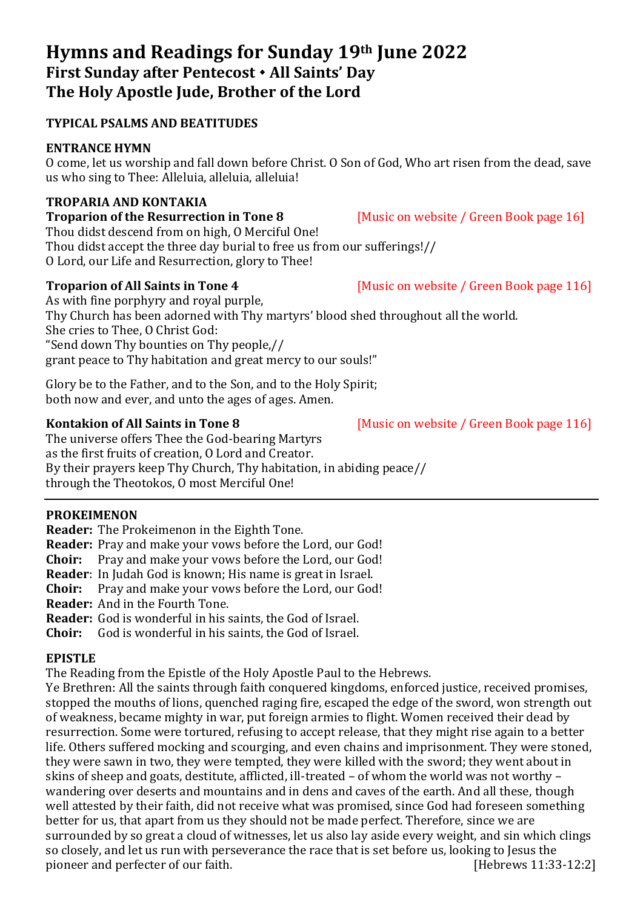# Hymns and Readings for Sunday 19th June 2022
## First Sunday after Pentecost • All Saints' Day
## The Holy Apostle Jude, Brother of the Lord

**TYPICAL PSALMS AND BEATITUDES**

**ENTRANCE HYMN**
O come, let us worship and fall down before Christ. O Son of God, Who art risen from the dead, save us who sing to Thee: Alleluia, alleluia, alleluia!

**TROPARIA AND KONTAKIA**
**Troparion of the Resurrection in Tone 8** [Music on website / Green Book page 16]
Thou didst descend from on high, O Merciful One!
Thou didst accept the three day burial to free us from our sufferings!//
O Lord, our Life and Resurrection, glory to Thee!

**Troparion of All Saints in Tone 4** [Music on website / Green Book page 116]
As with fine porphyry and royal purple,
Thy Church has been adorned with Thy martyrs' blood shed throughout all the world.
She cries to Thee, O Christ God:
"Send down Thy bounties on Thy people,//
grant peace to Thy habitation and great mercy to our souls!"

Glory be to the Father, and to the Son, and to the Holy Spirit;
both now and ever, and unto the ages of ages. Amen.

**Kontakion of All Saints in Tone 8** [Music on website / Green Book page 116]
The universe offers Thee the God-bearing Martyrs
as the first fruits of creation, O Lord and Creator.
By their prayers keep Thy Church, Thy habitation, in abiding peace//
through the Theotokos, O most Merciful One!

---

**PROKEIMENON**
**Reader:** The Prokeimenon in the Eighth Tone.
**Reader:** Pray and make your vows before the Lord, our God!
**Choir:** Pray and make your vows before the Lord, our God!
**Reader**: In Judah God is known; His name is great in Israel.
**Choir:** Pray and make your vows before the Lord, our God!
**Reader:** And in the Fourth Tone.
**Reader:** God is wonderful in his saints, the God of Israel.
**Choir:** God is wonderful in his saints, the God of Israel.

**EPISTLE**
The Reading from the Epistle of the Holy Apostle Paul to the Hebrews.
Ye Brethren: All the saints through faith conquered kingdoms, enforced justice, received promises, stopped the mouths of lions, quenched raging fire, escaped the edge of the sword, won strength out of weakness, became mighty in war, put foreign armies to flight. Women received their dead by resurrection. Some were tortured, refusing to accept release, that they might rise again to a better life. Others suffered mocking and scourging, and even chains and imprisonment. They were stoned, they were sawn in two, they were tempted, they were killed with the sword; they went about in skins of sheep and goats, destitute, afflicted, ill-treated – of whom the world was not worthy – wandering over deserts and mountains and in dens and caves of the earth. And all these, though well attested by their faith, did not receive what was promised, since God had foreseen something better for us, that apart from us they should not be made perfect. Therefore, since we are surrounded by so great a cloud of witnesses, let us also lay aside every weight, and sin which clings so closely, and let us run with perseverance the race that is set before us, looking to Jesus the pioneer and perfecter of our faith. [Hebrews 11:33-12:2]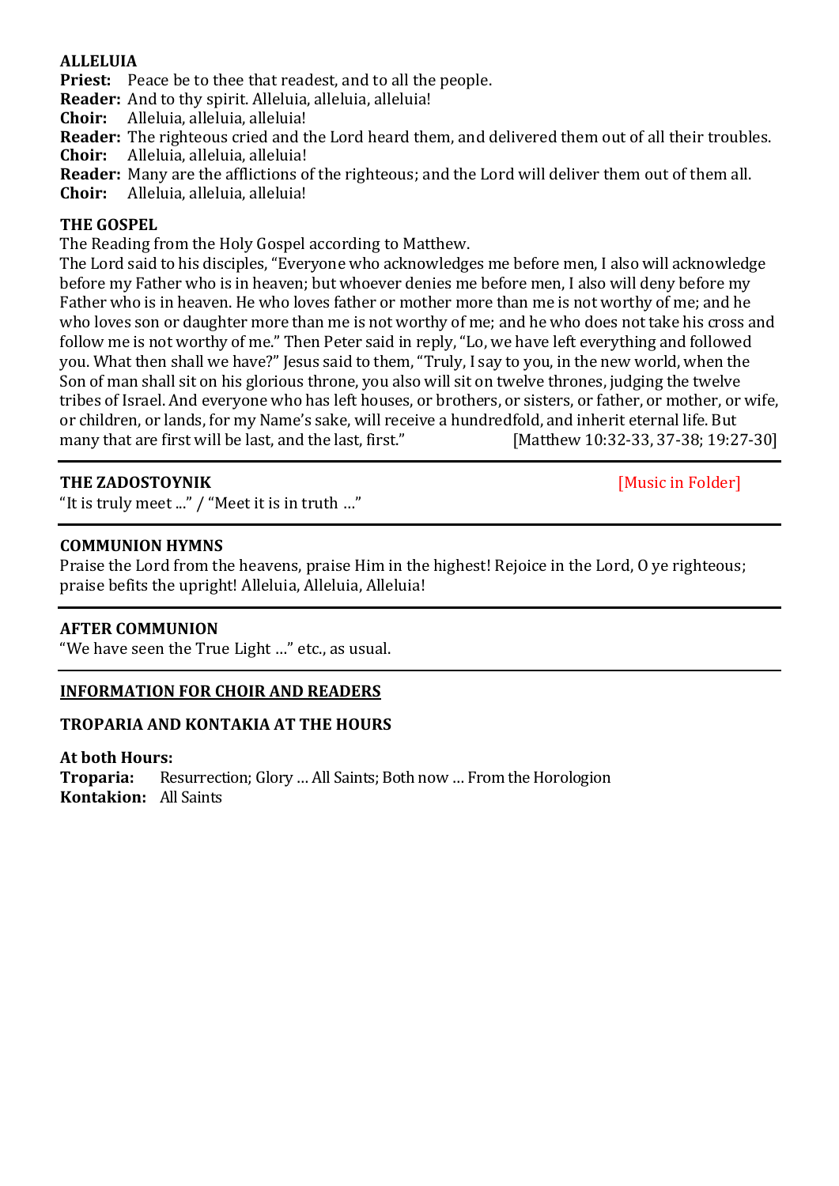**ALLELUIA**

**Priest:** Peace be to thee that readest, and to all the people.
**Reader:** And to thy spirit. Alleluia, alleluia, alleluia!
**Choir:** Alleluia, alleluia, alleluia!
**Reader:** The righteous cried and the Lord heard them, and delivered them out of all their troubles.
**Choir:** Alleluia, alleluia, alleluia!
**Reader:** Many are the afflictions of the righteous; and the Lord will deliver them out of them all.
**Choir:** Alleluia, alleluia, alleluia!

**THE GOSPEL**

The Reading from the Holy Gospel according to Matthew.
The Lord said to his disciples, "Everyone who acknowledges me before men, I also will acknowledge before my Father who is in heaven; but whoever denies me before men, I also will deny before my Father who is in heaven. He who loves father or mother more than me is not worthy of me; and he who loves son or daughter more than me is not worthy of me; and he who does not take his cross and follow me is not worthy of me." Then Peter said in reply, "Lo, we have left everything and followed you. What then shall we have?" Jesus said to them, "Truly, I say to you, in the new world, when the Son of man shall sit on his glorious throne, you also will sit on twelve thrones, judging the twelve tribes of Israel. And everyone who has left houses, or brothers, or sisters, or father, or mother, or wife, or children, or lands, for my Name's sake, will receive a hundredfold, and inherit eternal life. But many that are first will be last, and the last, first." [Matthew 10:32-33, 37-38; 19:27-30]

---

**THE ZADOSTOYNIK** [Music in Folder]

"It is truly meet ..." / "Meet it is in truth …"

---

**COMMUNION HYMNS**

Praise the Lord from the heavens, praise Him in the highest! Rejoice in the Lord, O ye righteous; praise befits the upright! Alleluia, Alleluia, Alleluia!

---

**AFTER COMMUNION**

"We have seen the True Light …" etc., as usual.

---

**INFORMATION FOR CHOIR AND READERS**

**TROPARIA AND KONTAKIA AT THE HOURS**

**At both Hours:**
**Troparia:** Resurrection; Glory … All Saints; Both now … From the Horologion
**Kontakion:** All Saints